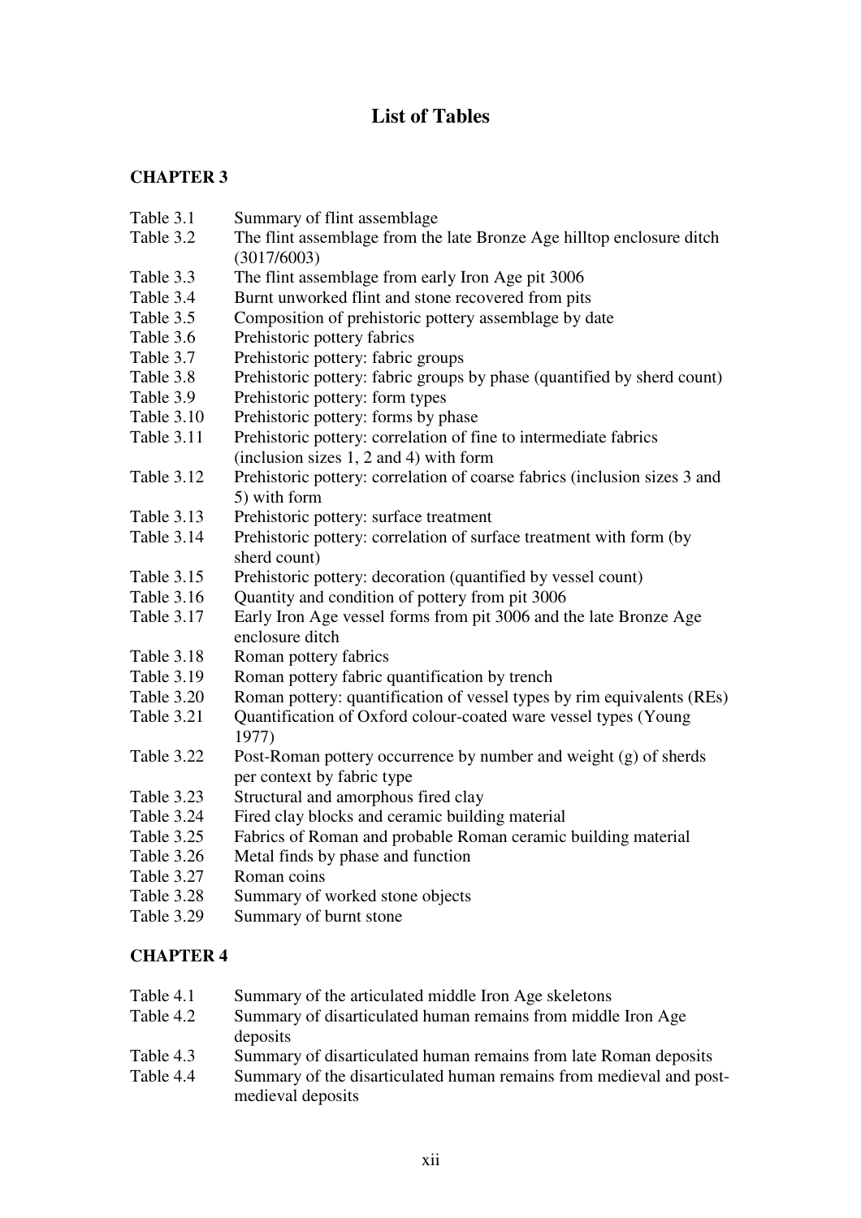# List of Tables

## CHAPTER 3

| | |
|---|---|
| Table 3.1 | Summary of flint assemblage |
| Table 3.2 | The flint assemblage from the late Bronze Age hilltop enclosure ditch (3017/6003) |
| Table 3.3 | The flint assemblage from early Iron Age pit 3006 |
| Table 3.4 | Burnt unworked flint and stone recovered from pits |
| Table 3.5 | Composition of prehistoric pottery assemblage by date |
| Table 3.6 | Prehistoric pottery fabrics |
| Table 3.7 | Prehistoric pottery: fabric groups |
| Table 3.8 | Prehistoric pottery: fabric groups by phase (quantified by sherd count) |
| Table 3.9 | Prehistoric pottery: form types |
| Table 3.10 | Prehistoric pottery: forms by phase |
| Table 3.11 | Prehistoric pottery: correlation of fine to intermediate fabrics (inclusion sizes 1, 2 and 4) with form |
| Table 3.12 | Prehistoric pottery: correlation of coarse fabrics (inclusion sizes 3 and 5) with form |
| Table 3.13 | Prehistoric pottery: surface treatment |
| Table 3.14 | Prehistoric pottery: correlation of surface treatment with form (by sherd count) |
| Table 3.15 | Prehistoric pottery: decoration (quantified by vessel count) |
| Table 3.16 | Quantity and condition of pottery from pit 3006 |
| Table 3.17 | Early Iron Age vessel forms from pit 3006 and the late Bronze Age enclosure ditch |
| Table 3.18 | Roman pottery fabrics |
| Table 3.19 | Roman pottery fabric quantification by trench |
| Table 3.20 | Roman pottery: quantification of vessel types by rim equivalents (REs) |
| Table 3.21 | Quantification of Oxford colour-coated ware vessel types (Young 1977) |
| Table 3.22 | Post-Roman pottery occurrence by number and weight (g) of sherds per context by fabric type |
| Table 3.23 | Structural and amorphous fired clay |
| Table 3.24 | Fired clay blocks and ceramic building material |
| Table 3.25 | Fabrics of Roman and probable Roman ceramic building material |
| Table 3.26 | Metal finds by phase and function |
| Table 3.27 | Roman coins |
| Table 3.28 | Summary of worked stone objects |
| Table 3.29 | Summary of burnt stone |

## CHAPTER 4

| | |
|---|---|
| Table 4.1 | Summary of the articulated middle Iron Age skeletons |
| Table 4.2 | Summary of disarticulated human remains from middle Iron Age deposits |
| Table 4.3 | Summary of disarticulated human remains from late Roman deposits |
| Table 4.4 | Summary of the disarticulated human remains from medieval and post-medieval deposits |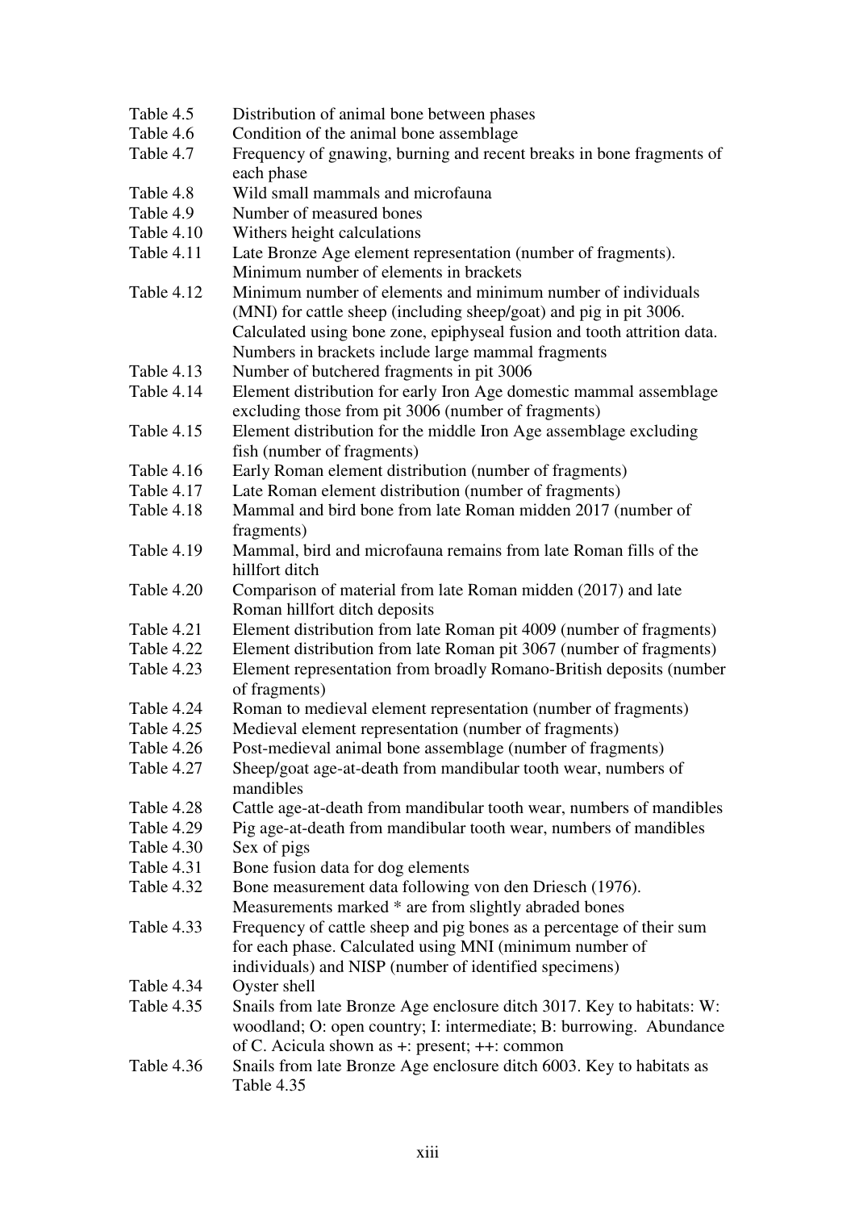| | |
|---|---|
| Table 4.5 | Distribution of animal bone between phases |
| Table 4.6 | Condition of the animal bone assemblage |
| Table 4.7 | Frequency of gnawing, burning and recent breaks in bone fragments of each phase |
| Table 4.8 | Wild small mammals and microfauna |
| Table 4.9 | Number of measured bones |
| Table 4.10 | Withers height calculations |
| Table 4.11 | Late Bronze Age element representation (number of fragments). Minimum number of elements in brackets |
| Table 4.12 | Minimum number of elements and minimum number of individuals (MNI) for cattle sheep (including sheep/goat) and pig in pit 3006. Calculated using bone zone, epiphyseal fusion and tooth attrition data. Numbers in brackets include large mammal fragments |
| Table 4.13 | Number of butchered fragments in pit 3006 |
| Table 4.14 | Element distribution for early Iron Age domestic mammal assemblage excluding those from pit 3006 (number of fragments) |
| Table 4.15 | Element distribution for the middle Iron Age assemblage excluding fish (number of fragments) |
| Table 4.16 | Early Roman element distribution (number of fragments) |
| Table 4.17 | Late Roman element distribution (number of fragments) |
| Table 4.18 | Mammal and bird bone from late Roman midden 2017 (number of fragments) |
| Table 4.19 | Mammal, bird and microfauna remains from late Roman fills of the hillfort ditch |
| Table 4.20 | Comparison of material from late Roman midden (2017) and late Roman hillfort ditch deposits |
| Table 4.21 | Element distribution from late Roman pit 4009 (number of fragments) |
| Table 4.22 | Element distribution from late Roman pit 3067 (number of fragments) |
| Table 4.23 | Element representation from broadly Romano-British deposits (number of fragments) |
| Table 4.24 | Roman to medieval element representation (number of fragments) |
| Table 4.25 | Medieval element representation (number of fragments) |
| Table 4.26 | Post-medieval animal bone assemblage (number of fragments) |
| Table 4.27 | Sheep/goat age-at-death from mandibular tooth wear, numbers of mandibles |
| Table 4.28 | Cattle age-at-death from mandibular tooth wear, numbers of mandibles |
| Table 4.29 | Pig age-at-death from mandibular tooth wear, numbers of mandibles |
| Table 4.30 | Sex of pigs |
| Table 4.31 | Bone fusion data for dog elements |
| Table 4.32 | Bone measurement data following von den Driesch (1976). Measurements marked * are from slightly abraded bones |
| Table 4.33 | Frequency of cattle sheep and pig bones as a percentage of their sum for each phase. Calculated using MNI (minimum number of individuals) and NISP (number of identified specimens) |
| Table 4.34 | Oyster shell |
| Table 4.35 | Snails from late Bronze Age enclosure ditch 3017. Key to habitats: W: woodland; O: open country; I: intermediate; B: burrowing. Abundance of C. Acicula shown as +: present; ++: common |
| Table 4.36 | Snails from late Bronze Age enclosure ditch 6003. Key to habitats as Table 4.35 |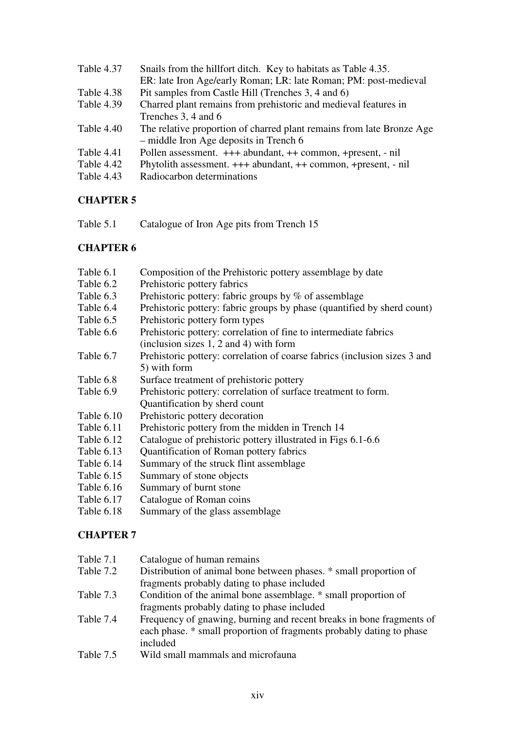| | |
|---|---|
| Table 4.37 | Snails from the hillfort ditch. Key to habitats as Table 4.35. ER: late Iron Age/early Roman; LR: late Roman; PM: post-medieval |
| Table 4.38 | Pit samples from Castle Hill (Trenches 3, 4 and 6) |
| Table 4.39 | Charred plant remains from prehistoric and medieval features in Trenches 3, 4 and 6 |
| Table 4.40 | The relative proportion of charred plant remains from late Bronze Age – middle Iron Age deposits in Trench 6 |
| Table 4.41 | Pollen assessment. +++ abundant, ++ common, +present, - nil |
| Table 4.42 | Phytolith assessment. +++ abundant, ++ common, +present, - nil |
| Table 4.43 | Radiocarbon determinations |

## CHAPTER 5

| | |
|---|---|
| Table 5.1 | Catalogue of Iron Age pits from Trench 15 |

## CHAPTER 6

| | |
|---|---|
| Table 6.1 | Composition of the Prehistoric pottery assemblage by date |
| Table 6.2 | Prehistoric pottery fabrics |
| Table 6.3 | Prehistoric pottery: fabric groups by % of assemblage |
| Table 6.4 | Prehistoric pottery: fabric groups by phase (quantified by sherd count) |
| Table 6.5 | Prehistoric pottery form types |
| Table 6.6 | Prehistoric pottery: correlation of fine to intermediate fabrics (inclusion sizes 1, 2 and 4) with form |
| Table 6.7 | Prehistoric pottery: correlation of coarse fabrics (inclusion sizes 3 and 5) with form |
| Table 6.8 | Surface treatment of prehistoric pottery |
| Table 6.9 | Prehistoric pottery: correlation of surface treatment to form. Quantification by sherd count |
| Table 6.10 | Prehistoric pottery decoration |
| Table 6.11 | Prehistoric pottery from the midden in Trench 14 |
| Table 6.12 | Catalogue of prehistoric pottery illustrated in Figs 6.1-6.6 |
| Table 6.13 | Quantification of Roman pottery fabrics |
| Table 6.14 | Summary of the struck flint assemblage |
| Table 6.15 | Summary of stone objects |
| Table 6.16 | Summary of burnt stone |
| Table 6.17 | Catalogue of Roman coins |
| Table 6.18 | Summary of the glass assemblage |

## CHAPTER 7

| | |
|---|---|
| Table 7.1 | Catalogue of human remains |
| Table 7.2 | Distribution of animal bone between phases. * small proportion of fragments probably dating to phase included |
| Table 7.3 | Condition of the animal bone assemblage. * small proportion of fragments probably dating to phase included |
| Table 7.4 | Frequency of gnawing, burning and recent breaks in bone fragments of each phase. * small proportion of fragments probably dating to phase included |
| Table 7.5 | Wild small mammals and microfauna |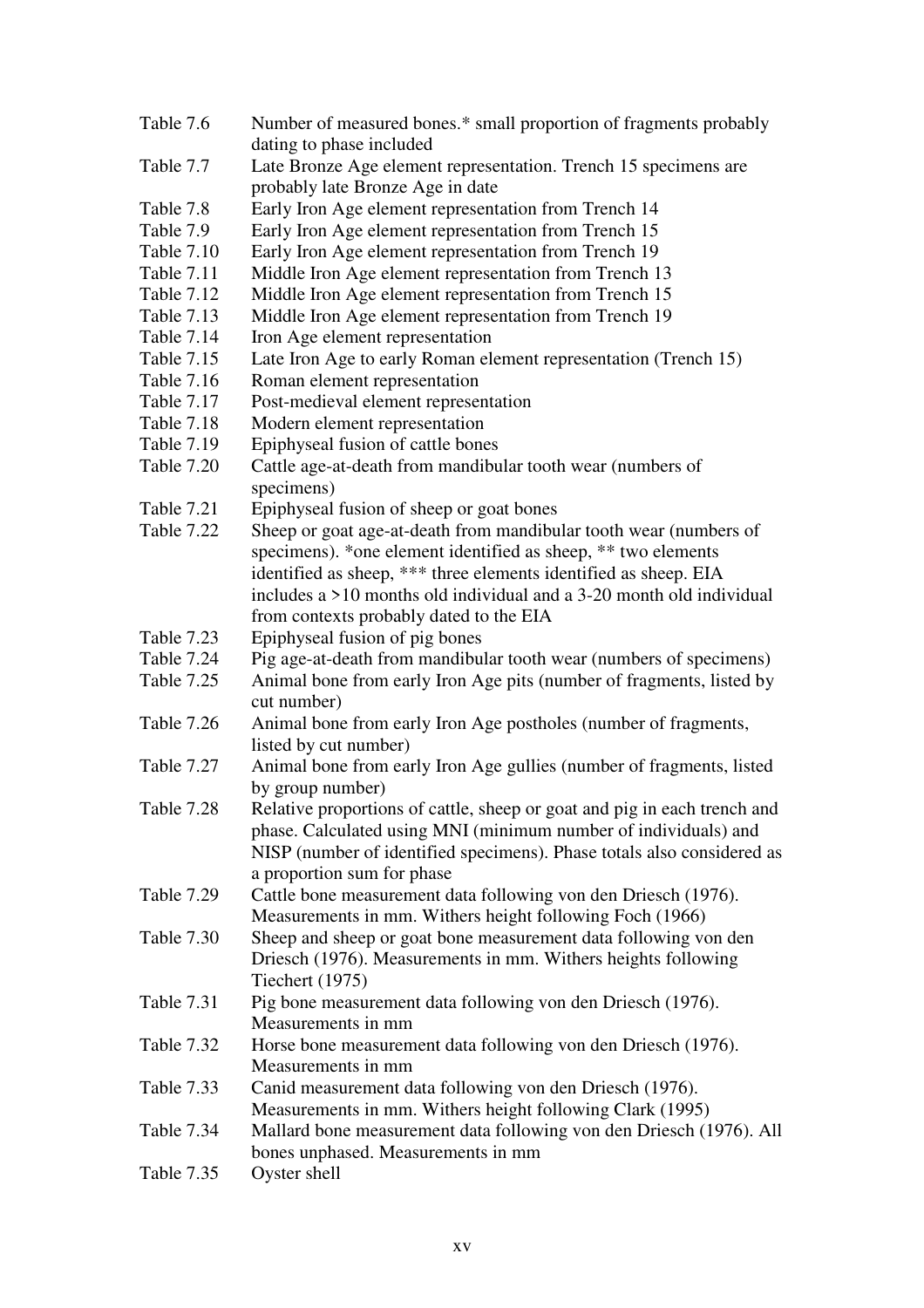Table 7.6 Number of measured bones.* small proportion of fragments probably dating to phase included

Table 7.7 Late Bronze Age element representation. Trench 15 specimens are probably late Bronze Age in date

Table 7.8 Early Iron Age element representation from Trench 14

Table 7.9 Early Iron Age element representation from Trench 15

Table 7.10 Early Iron Age element representation from Trench 19

Table 7.11 Middle Iron Age element representation from Trench 13

Table 7.12 Middle Iron Age element representation from Trench 15

Table 7.13 Middle Iron Age element representation from Trench 19

Table 7.14 Iron Age element representation

Table 7.15 Late Iron Age to early Roman element representation (Trench 15)

Table 7.16 Roman element representation

Table 7.17 Post-medieval element representation

Table 7.18 Modern element representation

Table 7.19 Epiphyseal fusion of cattle bones

Table 7.20 Cattle age-at-death from mandibular tooth wear (numbers of specimens)

Table 7.21 Epiphyseal fusion of sheep or goat bones

Table 7.22 Sheep or goat age-at-death from mandibular tooth wear (numbers of specimens). *one element identified as sheep, ** two elements identified as sheep, *** three elements identified as sheep. EIA includes a >10 months old individual and a 3-20 month old individual from contexts probably dated to the EIA

Table 7.23 Epiphyseal fusion of pig bones

Table 7.24 Pig age-at-death from mandibular tooth wear (numbers of specimens)

Table 7.25 Animal bone from early Iron Age pits (number of fragments, listed by cut number)

Table 7.26 Animal bone from early Iron Age postholes (number of fragments, listed by cut number)

Table 7.27 Animal bone from early Iron Age gullies (number of fragments, listed by group number)

Table 7.28 Relative proportions of cattle, sheep or goat and pig in each trench and phase. Calculated using MNI (minimum number of individuals) and NISP (number of identified specimens). Phase totals also considered as a proportion sum for phase

Table 7.29 Cattle bone measurement data following von den Driesch (1976). Measurements in mm. Withers height following Foch (1966)

Table 7.30 Sheep and sheep or goat bone measurement data following von den Driesch (1976). Measurements in mm. Withers heights following Tiechert (1975)

Table 7.31 Pig bone measurement data following von den Driesch (1976). Measurements in mm

Table 7.32 Horse bone measurement data following von den Driesch (1976). Measurements in mm

Table 7.33 Canid measurement data following von den Driesch (1976). Measurements in mm. Withers height following Clark (1995)

Table 7.34 Mallard bone measurement data following von den Driesch (1976). All bones unphased. Measurements in mm

Table 7.35 Oyster shell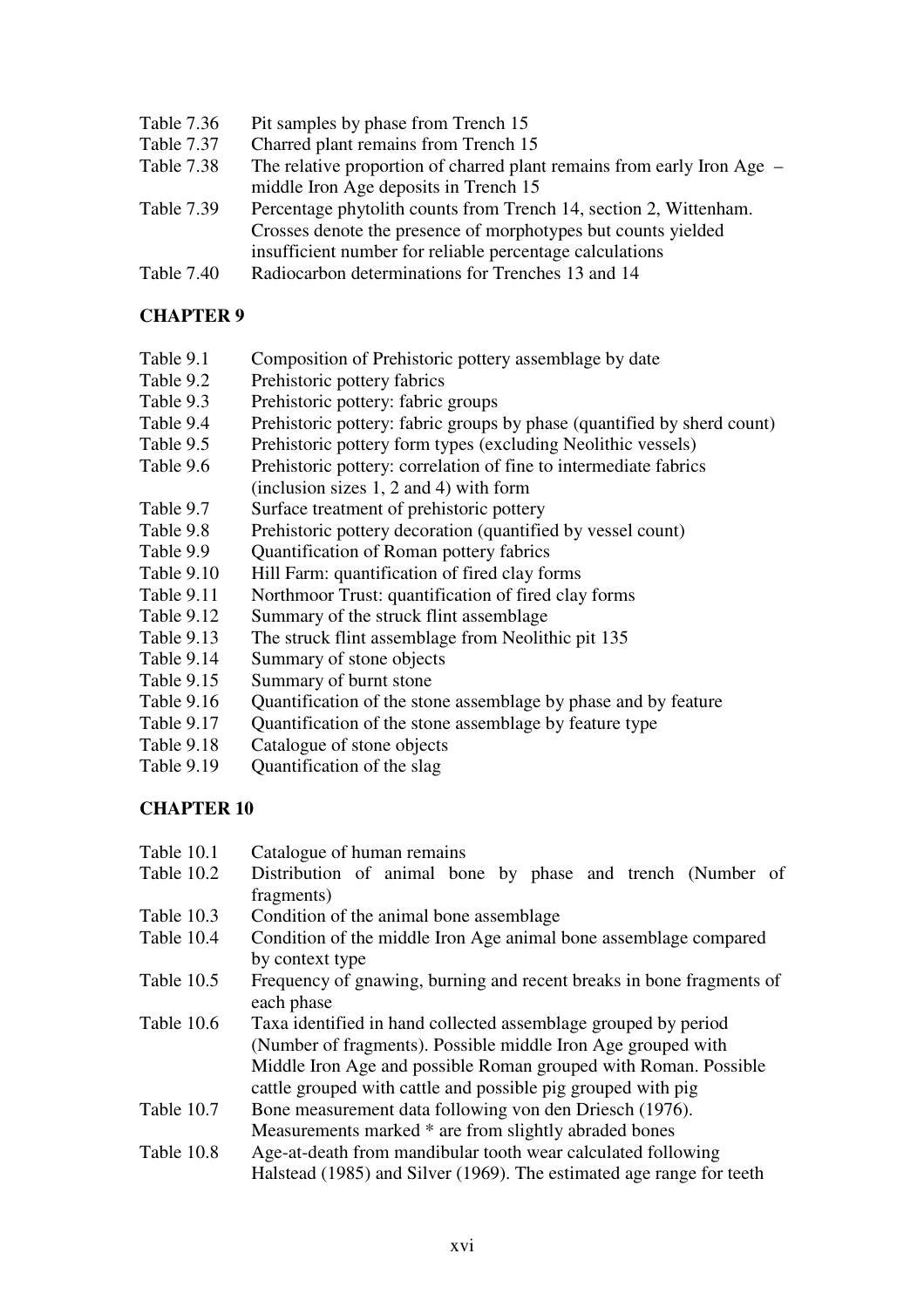| | |
|---|---|
| Table 7.36 | Pit samples by phase from Trench 15 |
| Table 7.37 | Charred plant remains from Trench 15 |
| Table 7.38 | The relative proportion of charred plant remains from early Iron Age – middle Iron Age deposits in Trench 15 |
| Table 7.39 | Percentage phytolith counts from Trench 14, section 2, Wittenham. Crosses denote the presence of morphotypes but counts yielded insufficient number for reliable percentage calculations |
| Table 7.40 | Radiocarbon determinations for Trenches 13 and 14 |

## CHAPTER 9

| | |
|---|---|
| Table 9.1 | Composition of Prehistoric pottery assemblage by date |
| Table 9.2 | Prehistoric pottery fabrics |
| Table 9.3 | Prehistoric pottery: fabric groups |
| Table 9.4 | Prehistoric pottery: fabric groups by phase (quantified by sherd count) |
| Table 9.5 | Prehistoric pottery form types (excluding Neolithic vessels) |
| Table 9.6 | Prehistoric pottery: correlation of fine to intermediate fabrics (inclusion sizes 1, 2 and 4) with form |
| Table 9.7 | Surface treatment of prehistoric pottery |
| Table 9.8 | Prehistoric pottery decoration (quantified by vessel count) |
| Table 9.9 | Quantification of Roman pottery fabrics |
| Table 9.10 | Hill Farm: quantification of fired clay forms |
| Table 9.11 | Northmoor Trust: quantification of fired clay forms |
| Table 9.12 | Summary of the struck flint assemblage |
| Table 9.13 | The struck flint assemblage from Neolithic pit 135 |
| Table 9.14 | Summary of stone objects |
| Table 9.15 | Summary of burnt stone |
| Table 9.16 | Quantification of the stone assemblage by phase and by feature |
| Table 9.17 | Quantification of the stone assemblage by feature type |
| Table 9.18 | Catalogue of stone objects |
| Table 9.19 | Quantification of the slag |

## CHAPTER 10

| | |
|---|---|
| Table 10.1 | Catalogue of human remains |
| Table 10.2 | Distribution of animal bone by phase and trench (Number of fragments) |
| Table 10.3 | Condition of the animal bone assemblage |
| Table 10.4 | Condition of the middle Iron Age animal bone assemblage compared by context type |
| Table 10.5 | Frequency of gnawing, burning and recent breaks in bone fragments of each phase |
| Table 10.6 | Taxa identified in hand collected assemblage grouped by period (Number of fragments). Possible middle Iron Age grouped with Middle Iron Age and possible Roman grouped with Roman. Possible cattle grouped with cattle and possible pig grouped with pig |
| Table 10.7 | Bone measurement data following von den Driesch (1976). Measurements marked * are from slightly abraded bones |
| Table 10.8 | Age-at-death from mandibular tooth wear calculated following Halstead (1985) and Silver (1969). The estimated age range for teeth |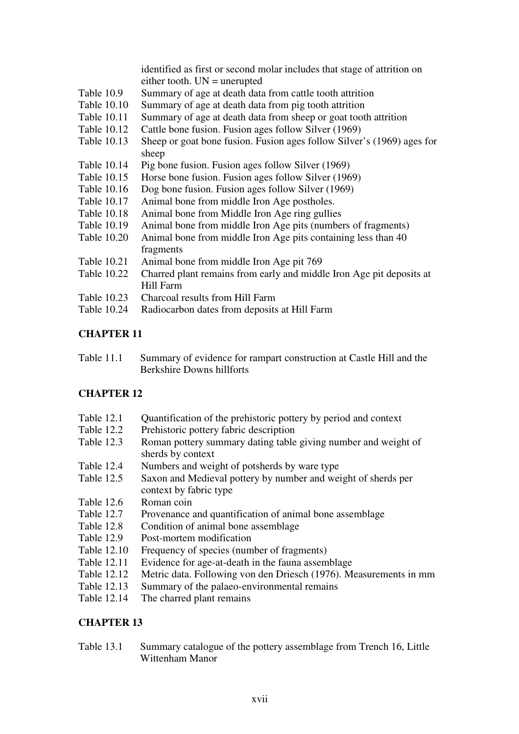identified as first or second molar includes that stage of attrition on either tooth. UN = unerupted

Table 10.9 Summary of age at death data from cattle tooth attrition
Table 10.10 Summary of age at death data from pig tooth attrition
Table 10.11 Summary of age at death data from sheep or goat tooth attrition
Table 10.12 Cattle bone fusion. Fusion ages follow Silver (1969)
Table 10.13 Sheep or goat bone fusion. Fusion ages follow Silver's (1969) ages for sheep
Table 10.14 Pig bone fusion. Fusion ages follow Silver (1969)
Table 10.15 Horse bone fusion. Fusion ages follow Silver (1969)
Table 10.16 Dog bone fusion. Fusion ages follow Silver (1969)
Table 10.17 Animal bone from middle Iron Age postholes.
Table 10.18 Animal bone from Middle Iron Age ring gullies
Table 10.19 Animal bone from middle Iron Age pits (numbers of fragments)
Table 10.20 Animal bone from middle Iron Age pits containing less than 40 fragments
Table 10.21 Animal bone from middle Iron Age pit 769
Table 10.22 Charred plant remains from early and middle Iron Age pit deposits at Hill Farm
Table 10.23 Charcoal results from Hill Farm
Table 10.24 Radiocarbon dates from deposits at Hill Farm

## CHAPTER 11

Table 11.1 Summary of evidence for rampart construction at Castle Hill and the Berkshire Downs hillforts

## CHAPTER 12

Table 12.1 Quantification of the prehistoric pottery by period and context
Table 12.2 Prehistoric pottery fabric description
Table 12.3 Roman pottery summary dating table giving number and weight of sherds by context
Table 12.4 Numbers and weight of potsherds by ware type
Table 12.5 Saxon and Medieval pottery by number and weight of sherds per context by fabric type
Table 12.6 Roman coin
Table 12.7 Provenance and quantification of animal bone assemblage
Table 12.8 Condition of animal bone assemblage
Table 12.9 Post-mortem modification
Table 12.10 Frequency of species (number of fragments)
Table 12.11 Evidence for age-at-death in the fauna assemblage
Table 12.12 Metric data. Following von den Driesch (1976). Measurements in mm
Table 12.13 Summary of the palaeo-environmental remains
Table 12.14 The charred plant remains

## CHAPTER 13

Table 13.1 Summary catalogue of the pottery assemblage from Trench 16, Little Wittenham Manor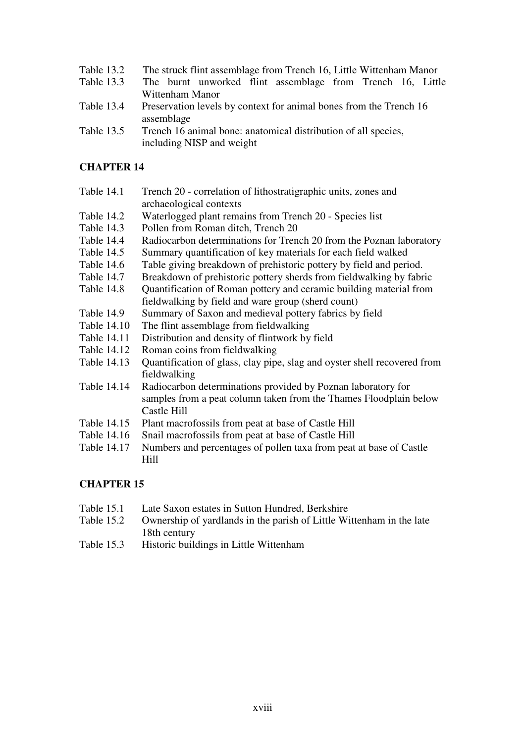Table 13.2 The struck flint assemblage from Trench 16, Little Wittenham Manor

Table 13.3 The burnt unworked flint assemblage from Trench 16, Little Wittenham Manor

Table 13.4 Preservation levels by context for animal bones from the Trench 16 assemblage

Table 13.5 Trench 16 animal bone: anatomical distribution of all species, including NISP and weight

## CHAPTER 14

Table 14.1 Trench 20 - correlation of lithostratigraphic units, zones and archaeological contexts

Table 14.2 Waterlogged plant remains from Trench 20 - Species list

Table 14.3 Pollen from Roman ditch, Trench 20

Table 14.4 Radiocarbon determinations for Trench 20 from the Poznan laboratory

Table 14.5 Summary quantification of key materials for each field walked

Table 14.6 Table giving breakdown of prehistoric pottery by field and period.

Table 14.7 Breakdown of prehistoric pottery sherds from fieldwalking by fabric

Table 14.8 Quantification of Roman pottery and ceramic building material from fieldwalking by field and ware group (sherd count)

Table 14.9 Summary of Saxon and medieval pottery fabrics by field

Table 14.10 The flint assemblage from fieldwalking

Table 14.11 Distribution and density of flintwork by field

Table 14.12 Roman coins from fieldwalking

Table 14.13 Quantification of glass, clay pipe, slag and oyster shell recovered from fieldwalking

Table 14.14 Radiocarbon determinations provided by Poznan laboratory for samples from a peat column taken from the Thames Floodplain below Castle Hill

Table 14.15 Plant macrofossils from peat at base of Castle Hill

Table 14.16 Snail macrofossils from peat at base of Castle Hill

Table 14.17 Numbers and percentages of pollen taxa from peat at base of Castle Hill

## CHAPTER 15

Table 15.1 Late Saxon estates in Sutton Hundred, Berkshire

Table 15.2 Ownership of yardlands in the parish of Little Wittenham in the late 18th century

Table 15.3 Historic buildings in Little Wittenham